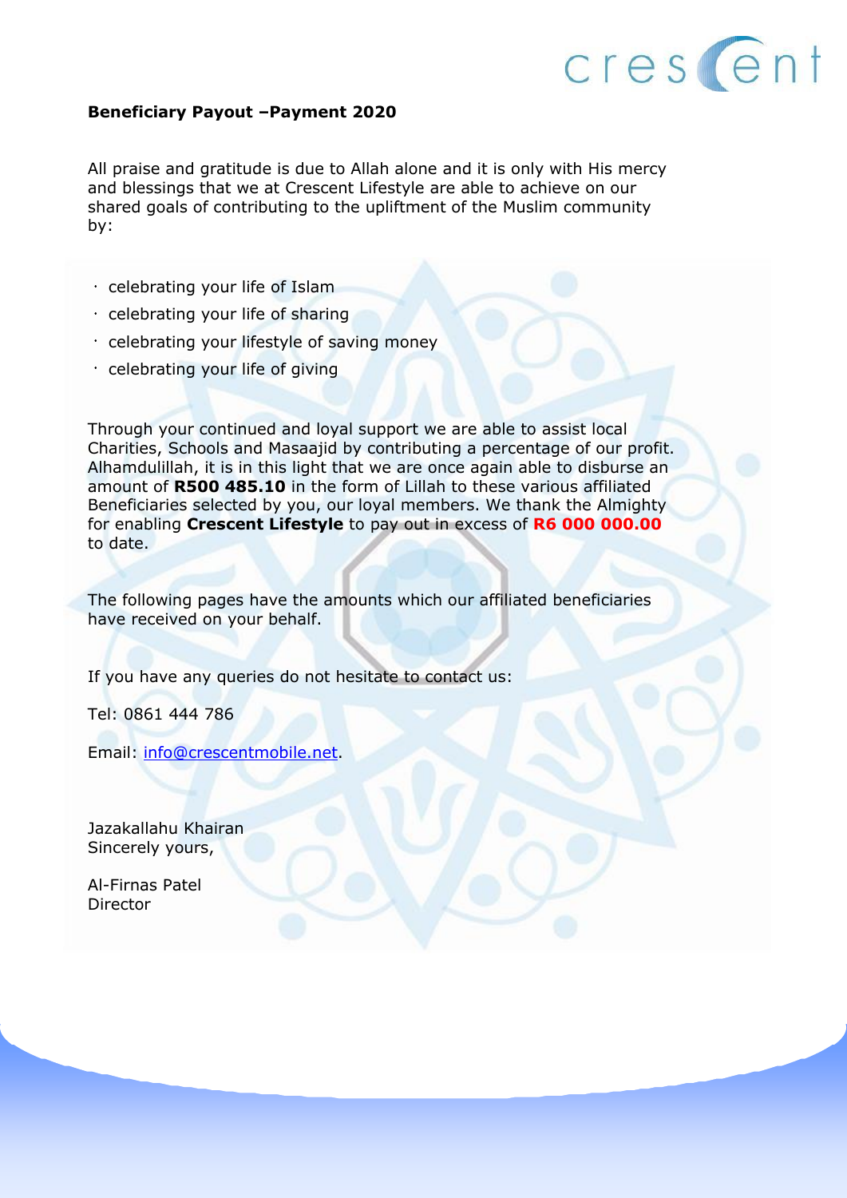**Beneficiary Payout –Payment 2020**

All praise and gratitude is due to Allah alone and it is only with His mercy and blessings that we at Crescent Lifestyle are able to achieve on our shared goals of contributing to the upliftment of the Muslim community by:

- celebrating your life of Islam
- celebrating your life of sharing
- celebrating your lifestyle of saving money
- celebrating your life of giving

Through your continued and loyal support we are able to assist local Charities, Schools and Masaajid by contributing a percentage of our profit. Alhamdulillah, it is in this light that we are once again able to disburse an amount of **R500 485.10** in the form of Lillah to these various affiliated Beneficiaries selected by you, our loyal members. We thank the Almighty for enabling **Crescent Lifestyle** to pay out in excess of **R6 000 000.00** to date.

The following pages have the amounts which our affiliated beneficiaries have received on your behalf.

If you have any queries do not hesitate to contact us:

Tel: 0861 444 786

Email: info@crescentmobile.net.

Jazakallahu Khairan
Sincerely yours,

Al-Firnas Patel
Director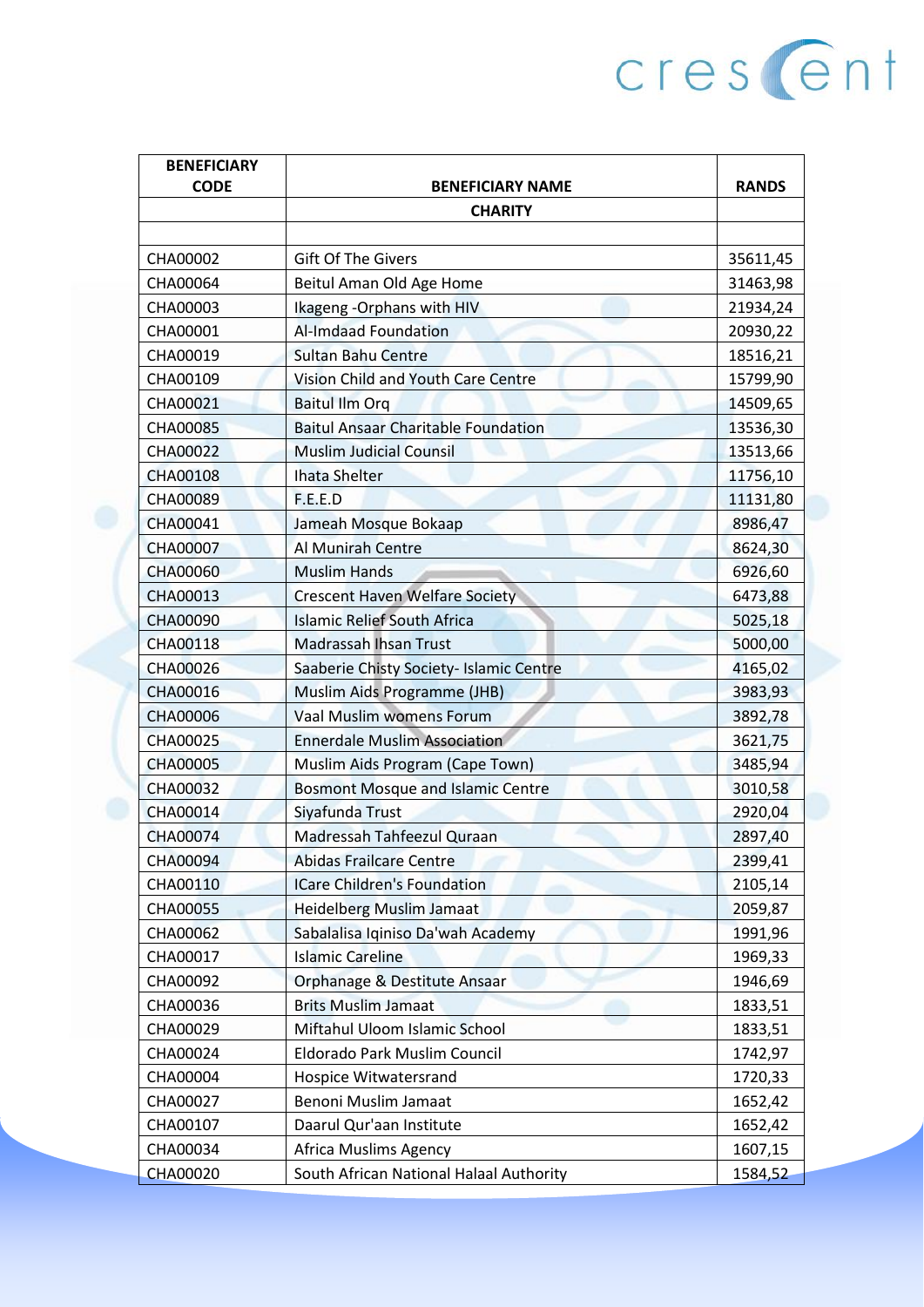| BENEFICIARY CODE | BENEFICIARY NAME | RANDS |
|---|---|---|
| | CHARITY | |
| | | |
| CHA00002 | Gift Of The Givers | 35611,45 |
| CHA00064 | Beitul Aman Old Age Home | 31463,98 |
| CHA00003 | Ikageng -Orphans with HIV | 21934,24 |
| CHA00001 | Al-Imdaad Foundation | 20930,22 |
| CHA00019 | Sultan Bahu Centre | 18516,21 |
| CHA00109 | Vision Child and Youth Care Centre | 15799,90 |
| CHA00021 | Baitul Ilm Orq | 14509,65 |
| CHA00085 | Baitul Ansaar Charitable Foundation | 13536,30 |
| CHA00022 | Muslim Judicial Counsil | 13513,66 |
| CHA00108 | Ihata Shelter | 11756,10 |
| CHA00089 | F.E.E.D | 11131,80 |
| CHA00041 | Jameah Mosque Bokaap | 8986,47 |
| CHA00007 | Al Munirah Centre | 8624,30 |
| CHA00060 | Muslim Hands | 6926,60 |
| CHA00013 | Crescent Haven Welfare Society | 6473,88 |
| CHA00090 | Islamic Relief South Africa | 5025,18 |
| CHA00118 | Madrassah Ihsan Trust | 5000,00 |
| CHA00026 | Saaberie Chisty Society- Islamic Centre | 4165,02 |
| CHA00016 | Muslim Aids Programme (JHB) | 3983,93 |
| CHA00006 | Vaal Muslim womens Forum | 3892,78 |
| CHA00025 | Ennerdale Muslim Association | 3621,75 |
| CHA00005 | Muslim Aids Program (Cape Town) | 3485,94 |
| CHA00032 | Bosmont Mosque and Islamic Centre | 3010,58 |
| CHA00014 | Siyafunda Trust | 2920,04 |
| CHA00074 | Madressah Tahfeezul Quraan | 2897,40 |
| CHA00094 | Abidas Frailcare Centre | 2399,41 |
| CHA00110 | ICare Children's Foundation | 2105,14 |
| CHA00055 | Heidelberg Muslim Jamaat | 2059,87 |
| CHA00062 | Sabalalisa Iqiniso Da'wah Academy | 1991,96 |
| CHA00017 | Islamic Careline | 1969,33 |
| CHA00092 | Orphanage & Destitute Ansaar | 1946,69 |
| CHA00036 | Brits Muslim Jamaat | 1833,51 |
| CHA00029 | Miftahul Uloom Islamic School | 1833,51 |
| CHA00024 | Eldorado Park Muslim Council | 1742,97 |
| CHA00004 | Hospice Witwatersrand | 1720,33 |
| CHA00027 | Benoni Muslim Jamaat | 1652,42 |
| CHA00107 | Daarul Qur'aan Institute | 1652,42 |
| CHA00034 | Africa Muslims Agency | 1607,15 |
| CHA00020 | South African National Halaal Authority | 1584,52 |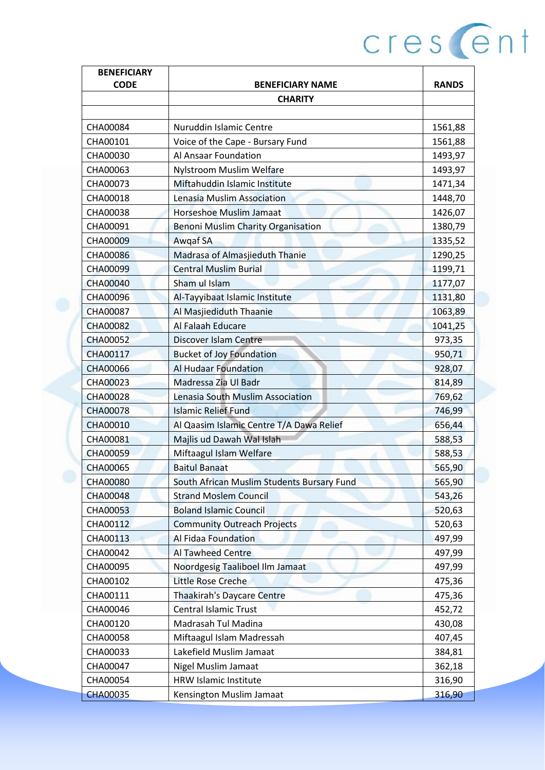| BENEFICIARY CODE | BENEFICIARY NAME | RANDS |
|---|---|---|
| | **CHARITY** | |
| | | |
| CHA00084 | Nuruddin Islamic Centre | 1561,88 |
| CHA00101 | Voice of the Cape - Bursary Fund | 1561,88 |
| CHA00030 | Al Ansaar Foundation | 1493,97 |
| CHA00063 | Nylstroom Muslim Welfare | 1493,97 |
| CHA00073 | Miftahuddin Islamic Institute | 1471,34 |
| CHA00018 | Lenasia Muslim Association | 1448,70 |
| CHA00038 | Horseshoe Muslim Jamaat | 1426,07 |
| CHA00091 | Benoni Muslim Charity Organisation | 1380,79 |
| CHA00009 | Awqaf SA | 1335,52 |
| CHA00086 | Madrasa of Almasjieduth Thanie | 1290,25 |
| CHA00099 | Central Muslim Burial | 1199,71 |
| CHA00040 | Sham ul Islam | 1177,07 |
| CHA00096 | Al-Tayyibaat Islamic Institute | 1131,80 |
| CHA00087 | Al Masjiediduth Thaanie | 1063,89 |
| CHA00082 | Al Falaah Educare | 1041,25 |
| CHA00052 | Discover Islam Centre | 973,35 |
| CHA00117 | Bucket of Joy Foundation | 950,71 |
| CHA00066 | Al Hudaar Foundation | 928,07 |
| CHA00023 | Madressa Zia Ul Badr | 814,89 |
| CHA00028 | Lenasia South Muslim Association | 769,62 |
| CHA00078 | Islamic Relief Fund | 746,99 |
| CHA00010 | Al Qaasim Islamic Centre T/A Dawa Relief | 656,44 |
| CHA00081 | Majlis ud Dawah Wal Islah | 588,53 |
| CHA00059 | Miftaagul Islam Welfare | 588,53 |
| CHA00065 | Baitul Banaat | 565,90 |
| CHA00080 | South African Muslim Students Bursary Fund | 565,90 |
| CHA00048 | Strand Moslem Council | 543,26 |
| CHA00053 | Boland Islamic Council | 520,63 |
| CHA00112 | Community Outreach Projects | 520,63 |
| CHA00113 | Al Fidaa Foundation | 497,99 |
| CHA00042 | Al Tawheed Centre | 497,99 |
| CHA00095 | Noordgesig Taaliboel Ilm Jamaat | 497,99 |
| CHA00102 | Little Rose Creche | 475,36 |
| CHA00111 | Thaakirah's Daycare Centre | 475,36 |
| CHA00046 | Central Islamic Trust | 452,72 |
| CHA00120 | Madrasah Tul Madina | 430,08 |
| CHA00058 | Miftaagul Islam Madressah | 407,45 |
| CHA00033 | Lakefield Muslim Jamaat | 384,81 |
| CHA00047 | Nigel Muslim Jamaat | 362,18 |
| CHA00054 | HRW Islamic Institute | 316,90 |
| CHA00035 | Kensington Muslim Jamaat | 316,90 |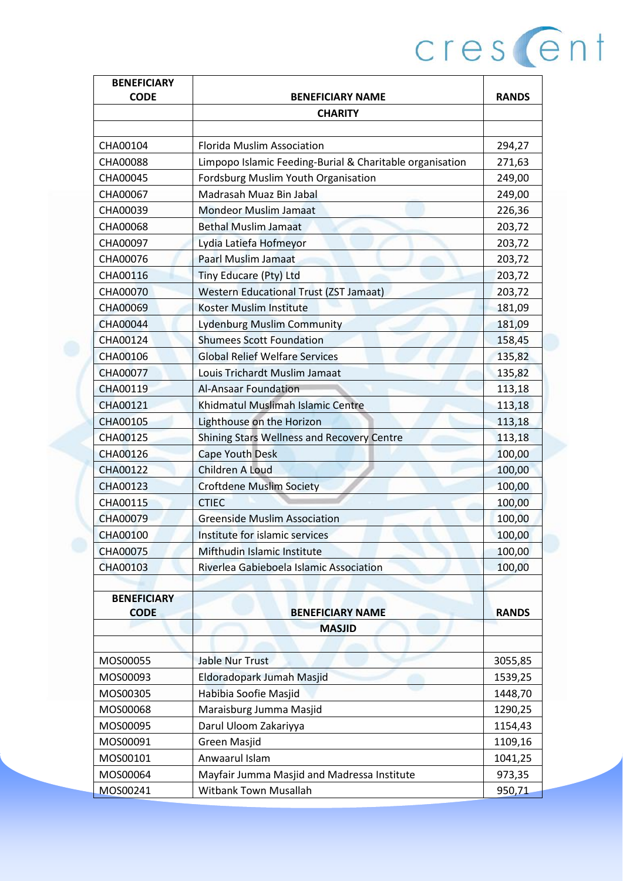| BENEFICIARY CODE | BENEFICIARY NAME | RANDS |
|---|---|---|
| | **CHARITY** | |
| | | |
| CHA00104 | Florida Muslim Association | 294,27 |
| CHA00088 | Limpopo Islamic Feeding-Burial & Charitable organisation | 271,63 |
| CHA00045 | Fordsburg Muslim Youth Organisation | 249,00 |
| CHA00067 | Madrasah Muaz Bin Jabal | 249,00 |
| CHA00039 | Mondeor Muslim Jamaat | 226,36 |
| CHA00068 | Bethal Muslim Jamaat | 203,72 |
| CHA00097 | Lydia Latiefa Hofmeyor | 203,72 |
| CHA00076 | Paarl Muslim Jamaat | 203,72 |
| CHA00116 | Tiny Educare (Pty) Ltd | 203,72 |
| CHA00070 | Western Educational Trust (ZST Jamaat) | 203,72 |
| CHA00069 | Koster Muslim Institute | 181,09 |
| CHA00044 | Lydenburg Muslim Community | 181,09 |
| CHA00124 | Shumees Scott Foundation | 158,45 |
| CHA00106 | Global Relief Welfare Services | 135,82 |
| CHA00077 | Louis Trichardt Muslim Jamaat | 135,82 |
| CHA00119 | Al-Ansaar Foundation | 113,18 |
| CHA00121 | Khidmatul Muslimah Islamic Centre | 113,18 |
| CHA00105 | Lighthouse on the Horizon | 113,18 |
| CHA00125 | Shining Stars Wellness and Recovery Centre | 113,18 |
| CHA00126 | Cape Youth Desk | 100,00 |
| CHA00122 | Children A Loud | 100,00 |
| CHA00123 | Croftdene Muslim Society | 100,00 |
| CHA00115 | CTIEC | 100,00 |
| CHA00079 | Greenside Muslim Association | 100,00 |
| CHA00100 | Institute for islamic services | 100,00 |
| CHA00075 | Mifthudin Islamic Institute | 100,00 |
| CHA00103 | Riverlea Gabieboela Islamic Association | 100,00 |

| BENEFICIARY CODE | BENEFICIARY NAME | RANDS |
|---|---|---|
| | **MASJID** | |
| | | |
| MOS00055 | Jable Nur Trust | 3055,85 |
| MOS00093 | Eldoradopark Jumah Masjid | 1539,25 |
| MOS00305 | Habibia Soofie Masjid | 1448,70 |
| MOS00068 | Maraisburg Jumma Masjid | 1290,25 |
| MOS00095 | Darul Uloom Zakariyya | 1154,43 |
| MOS00091 | Green Masjid | 1109,16 |
| MOS00101 | Anwaarul Islam | 1041,25 |
| MOS00064 | Mayfair Jumma Masjid and Madressa Institute | 973,35 |
| MOS00241 | Witbank Town Musallah | 950,71 |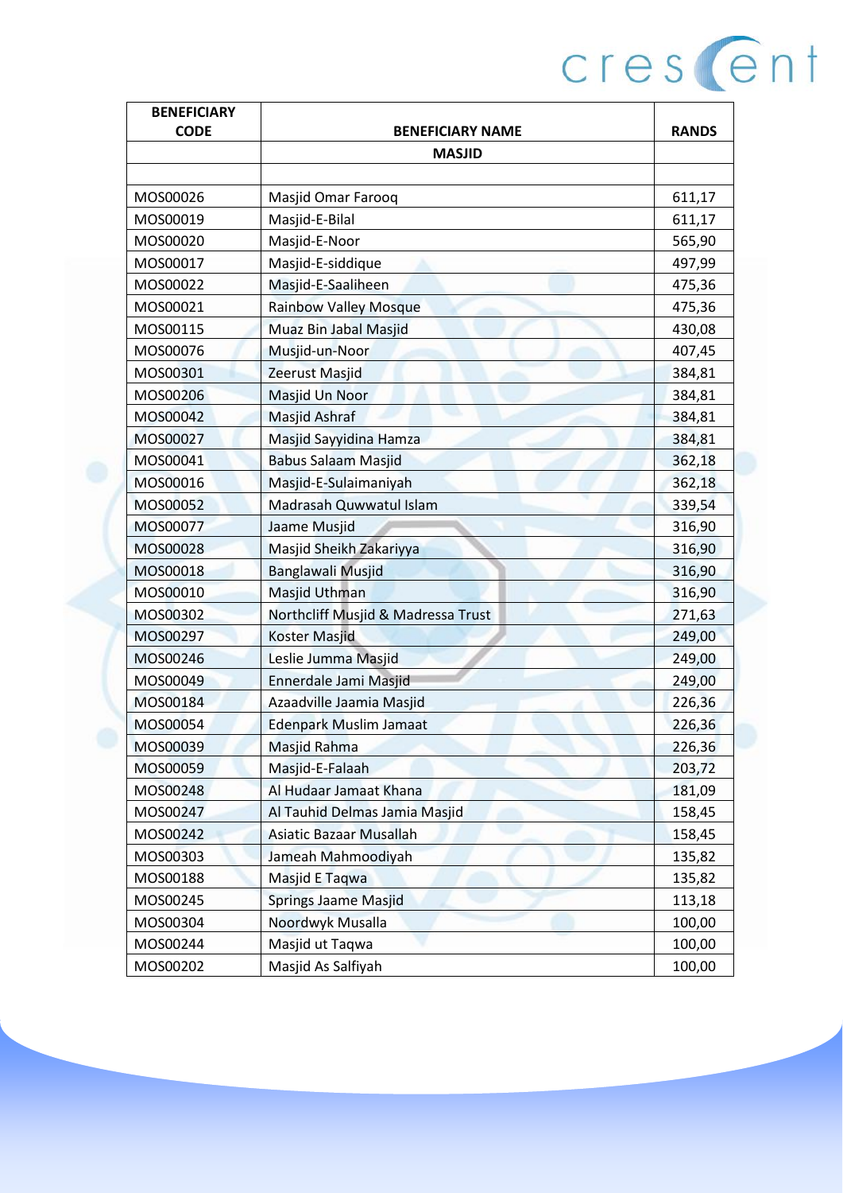| BENEFICIARY CODE | BENEFICIARY NAME | RANDS |
|---|---|---|
| | **MASJID** | |
| | | |
| MOS00026 | Masjid Omar Farooq | 611,17 |
| MOS00019 | Masjid-E-Bilal | 611,17 |
| MOS00020 | Masjid-E-Noor | 565,90 |
| MOS00017 | Masjid-E-siddique | 497,99 |
| MOS00022 | Masjid-E-Saaliheen | 475,36 |
| MOS00021 | Rainbow Valley Mosque | 475,36 |
| MOS00115 | Muaz Bin Jabal Masjid | 430,08 |
| MOS00076 | Musjid-un-Noor | 407,45 |
| MOS00301 | Zeerust Masjid | 384,81 |
| MOS00206 | Masjid Un Noor | 384,81 |
| MOS00042 | Masjid Ashraf | 384,81 |
| MOS00027 | Masjid Sayyidina Hamza | 384,81 |
| MOS00041 | Babus Salaam Masjid | 362,18 |
| MOS00016 | Masjid-E-Sulaimaniyah | 362,18 |
| MOS00052 | Madrasah Quwwatul Islam | 339,54 |
| MOS00077 | Jaame Musjid | 316,90 |
| MOS00028 | Masjid Sheikh Zakariyya | 316,90 |
| MOS00018 | Banglawali Musjid | 316,90 |
| MOS00010 | Masjid Uthman | 316,90 |
| MOS00302 | Northcliff Musjid & Madressa Trust | 271,63 |
| MOS00297 | Koster Masjid | 249,00 |
| MOS00246 | Leslie Jumma Masjid | 249,00 |
| MOS00049 | Ennerdale Jami Masjid | 249,00 |
| MOS00184 | Azaadville Jaamia Masjid | 226,36 |
| MOS00054 | Edenpark Muslim Jamaat | 226,36 |
| MOS00039 | Masjid Rahma | 226,36 |
| MOS00059 | Masjid-E-Falaah | 203,72 |
| MOS00248 | Al Hudaar Jamaat Khana | 181,09 |
| MOS00247 | Al Tauhid Delmas Jamia Masjid | 158,45 |
| MOS00242 | Asiatic Bazaar Musallah | 158,45 |
| MOS00303 | Jameah Mahmoodiyah | 135,82 |
| MOS00188 | Masjid E Taqwa | 135,82 |
| MOS00245 | Springs Jaame Masjid | 113,18 |
| MOS00304 | Noordwyk Musalla | 100,00 |
| MOS00244 | Masjid ut Taqwa | 100,00 |
| MOS00202 | Masjid As Salfiyah | 100,00 |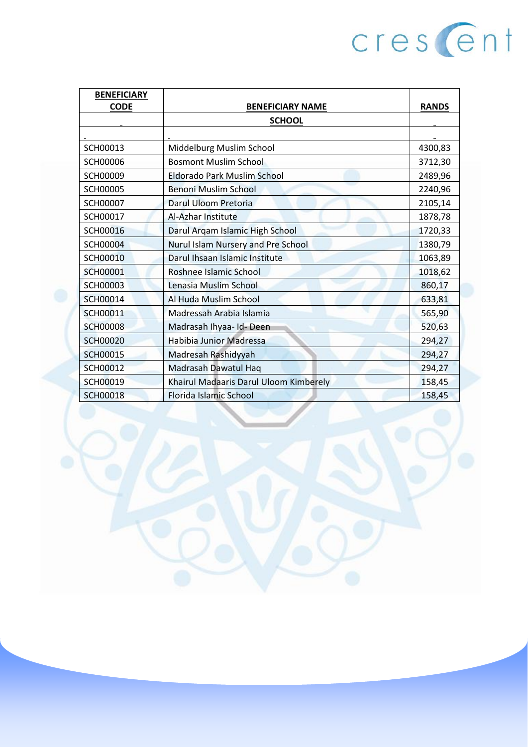| BENEFICIARY CODE | BENEFICIARY NAME | RANDS |
| --- | --- | --- |
| _ | SCHOOL | _ |
| _ | _ | _ |
| SCH00013 | Middelburg Muslim School | 4300,83 |
| SCH00006 | Bosmont Muslim School | 3712,30 |
| SCH00009 | Eldorado Park Muslim School | 2489,96 |
| SCH00005 | Benoni Muslim School | 2240,96 |
| SCH00007 | Darul Uloom Pretoria | 2105,14 |
| SCH00017 | Al-Azhar Institute | 1878,78 |
| SCH00016 | Darul Arqam Islamic High School | 1720,33 |
| SCH00004 | Nurul Islam Nursery and Pre School | 1380,79 |
| SCH00010 | Darul Ihsaan Islamic Institute | 1063,89 |
| SCH00001 | Roshnee Islamic School | 1018,62 |
| SCH00003 | Lenasia Muslim School | 860,17 |
| SCH00014 | Al Huda Muslim School | 633,81 |
| SCH00011 | Madressah Arabia Islamia | 565,90 |
| SCH00008 | Madrasah Ihyaa- Id- Deen | 520,63 |
| SCH00020 | Habibia Junior Madressa | 294,27 |
| SCH00015 | Madresah Rashidyyah | 294,27 |
| SCH00012 | Madrasah Dawatul Haq | 294,27 |
| SCH00019 | Khairul Madaaris Darul Uloom Kimberely | 158,45 |
| SCH00018 | Florida Islamic School | 158,45 |